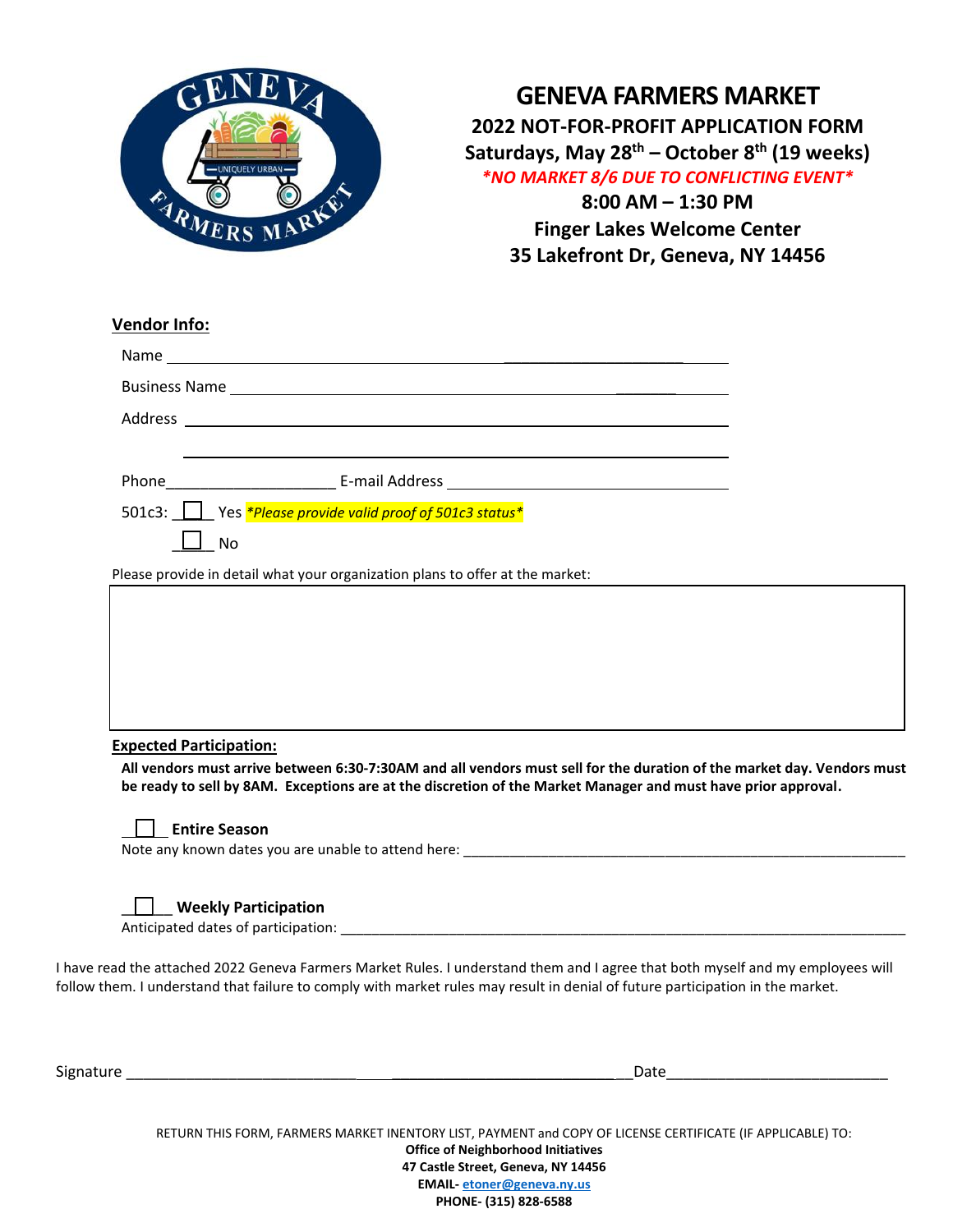# GENEVA FARMERS MARKET

**2022 NOT-FOR-PROFIT APPLICATION FORM**

**Saturdays, May 28th – October 8th (19 weeks)**

***\*NO MARKET 8/6 DUE TO CONFLICTING EVENT\****

**8:00 AM – 1:30 PM**

**Finger Lakes Welcome Center**

**35 Lakefront Dr, Geneva, NY 14456**

## Vendor Info:

Name ____________________________________________

Business Name ____________________________________________

Address ____________________________________________

____________________________________________

Phone____________________ E-mail Address ______________________________

501c3: ☐ Yes *\*Please provide valid proof of 501c3 status\**

☐ No

Please provide in detail what your organization plans to offer at the market:

| |
|---|
| |

## Expected Participation:

**All vendors must arrive between 6:30-7:30AM and all vendors must sell for the duration of the market day. Vendors must be ready to sell by 8AM. Exceptions are at the discretion of the Market Manager and must have prior approval.**

☐ **Entire Season**

Note any known dates you are unable to attend here: ____________________________________________

☐ **Weekly Participation**

Anticipated dates of participation: ____________________________________________

I have read the attached 2022 Geneva Farmers Market Rules. I understand them and I agree that both myself and my employees will follow them. I understand that failure to comply with market rules may result in denial of future participation in the market.

Signature ______________________________________________________ Date__________________________

RETURN THIS FORM, FARMERS MARKET INENTORY LIST, PAYMENT and COPY OF LICENSE CERTIFICATE (IF APPLICABLE) TO:

**Office of Neighborhood Initiatives**

**47 Castle Street, Geneva, NY 14456**

**EMAIL- etoner@geneva.ny.us**

**PHONE- (315) 828-6588**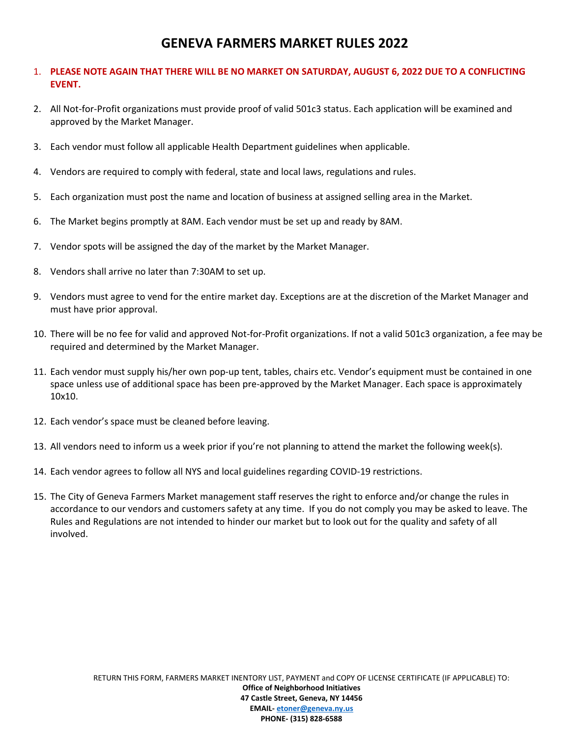# GENEVA FARMERS MARKET RULES 2022

1. **PLEASE NOTE AGAIN THAT THERE WILL BE NO MARKET ON SATURDAY, AUGUST 6, 2022 DUE TO A CONFLICTING EVENT.**

2. All Not-for-Profit organizations must provide proof of valid 501c3 status. Each application will be examined and approved by the Market Manager.

3. Each vendor must follow all applicable Health Department guidelines when applicable.

4. Vendors are required to comply with federal, state and local laws, regulations and rules.

5. Each organization must post the name and location of business at assigned selling area in the Market.

6. The Market begins promptly at 8AM. Each vendor must be set up and ready by 8AM.

7. Vendor spots will be assigned the day of the market by the Market Manager.

8. Vendors shall arrive no later than 7:30AM to set up.

9. Vendors must agree to vend for the entire market day. Exceptions are at the discretion of the Market Manager and must have prior approval.

10. There will be no fee for valid and approved Not-for-Profit organizations. If not a valid 501c3 organization, a fee may be required and determined by the Market Manager.

11. Each vendor must supply his/her own pop-up tent, tables, chairs etc. Vendor's equipment must be contained in one space unless use of additional space has been pre-approved by the Market Manager. Each space is approximately 10x10.

12. Each vendor's space must be cleaned before leaving.

13. All vendors need to inform us a week prior if you're not planning to attend the market the following week(s).

14. Each vendor agrees to follow all NYS and local guidelines regarding COVID-19 restrictions.

15. The City of Geneva Farmers Market management staff reserves the right to enforce and/or change the rules in accordance to our vendors and customers safety at any time. If you do not comply you may be asked to leave. The Rules and Regulations are not intended to hinder our market but to look out for the quality and safety of all involved.

RETURN THIS FORM, FARMERS MARKET INENTORY LIST, PAYMENT and COPY OF LICENSE CERTIFICATE (IF APPLICABLE) TO:

**Office of Neighborhood Initiatives**
**47 Castle Street, Geneva, NY 14456**
**EMAIL- etoner@geneva.ny.us**
**PHONE- (315) 828-6588**